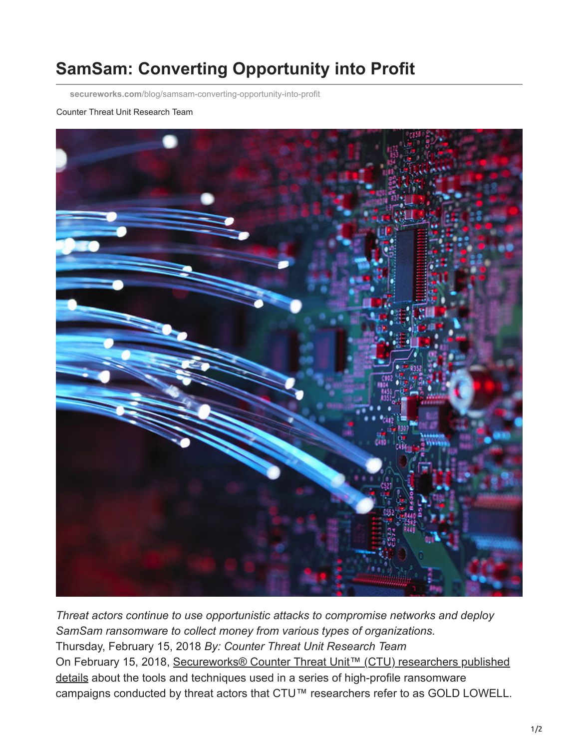# SamSam: Converting Opportunity into Profit

secureworks.com/blog/samsam-converting-opportunity-into-profit

Counter Threat Unit Research Team

*Threat actors continue to use opportunistic attacks to compromise networks and deploy SamSam ransomware to collect money from various types of organizations.*

Thursday, February 15, 2018 *By: Counter Threat Unit Research Team*

On February 15, 2018, Secureworks® Counter Threat Unit™ (CTU) researchers published details about the tools and techniques used in a series of high-profile ransomware campaigns conducted by threat actors that CTU™ researchers refer to as GOLD LOWELL.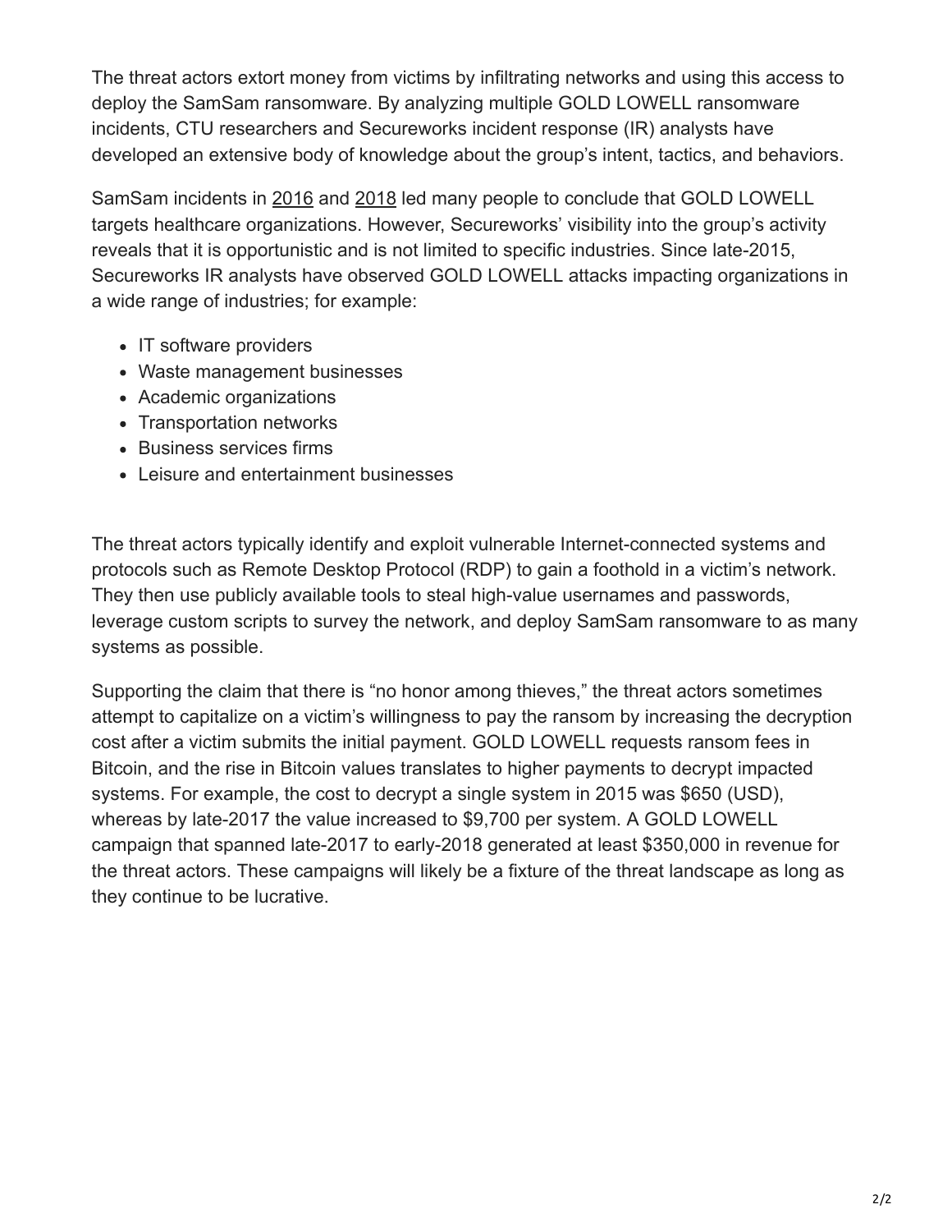The threat actors extort money from victims by infiltrating networks and using this access to deploy the SamSam ransomware. By analyzing multiple GOLD LOWELL ransomware incidents, CTU researchers and Secureworks incident response (IR) analysts have developed an extensive body of knowledge about the group's intent, tactics, and behaviors.

SamSam incidents in 2016 and 2018 led many people to conclude that GOLD LOWELL targets healthcare organizations. However, Secureworks' visibility into the group's activity reveals that it is opportunistic and is not limited to specific industries. Since late-2015, Secureworks IR analysts have observed GOLD LOWELL attacks impacting organizations in a wide range of industries; for example:

- IT software providers
- Waste management businesses
- Academic organizations
- Transportation networks
- Business services firms
- Leisure and entertainment businesses

The threat actors typically identify and exploit vulnerable Internet-connected systems and protocols such as Remote Desktop Protocol (RDP) to gain a foothold in a victim's network. They then use publicly available tools to steal high-value usernames and passwords, leverage custom scripts to survey the network, and deploy SamSam ransomware to as many systems as possible.

Supporting the claim that there is "no honor among thieves," the threat actors sometimes attempt to capitalize on a victim's willingness to pay the ransom by increasing the decryption cost after a victim submits the initial payment. GOLD LOWELL requests ransom fees in Bitcoin, and the rise in Bitcoin values translates to higher payments to decrypt impacted systems. For example, the cost to decrypt a single system in 2015 was $650 (USD), whereas by late-2017 the value increased to $9,700 per system. A GOLD LOWELL campaign that spanned late-2017 to early-2018 generated at least $350,000 in revenue for the threat actors. These campaigns will likely be a fixture of the threat landscape as long as they continue to be lucrative.